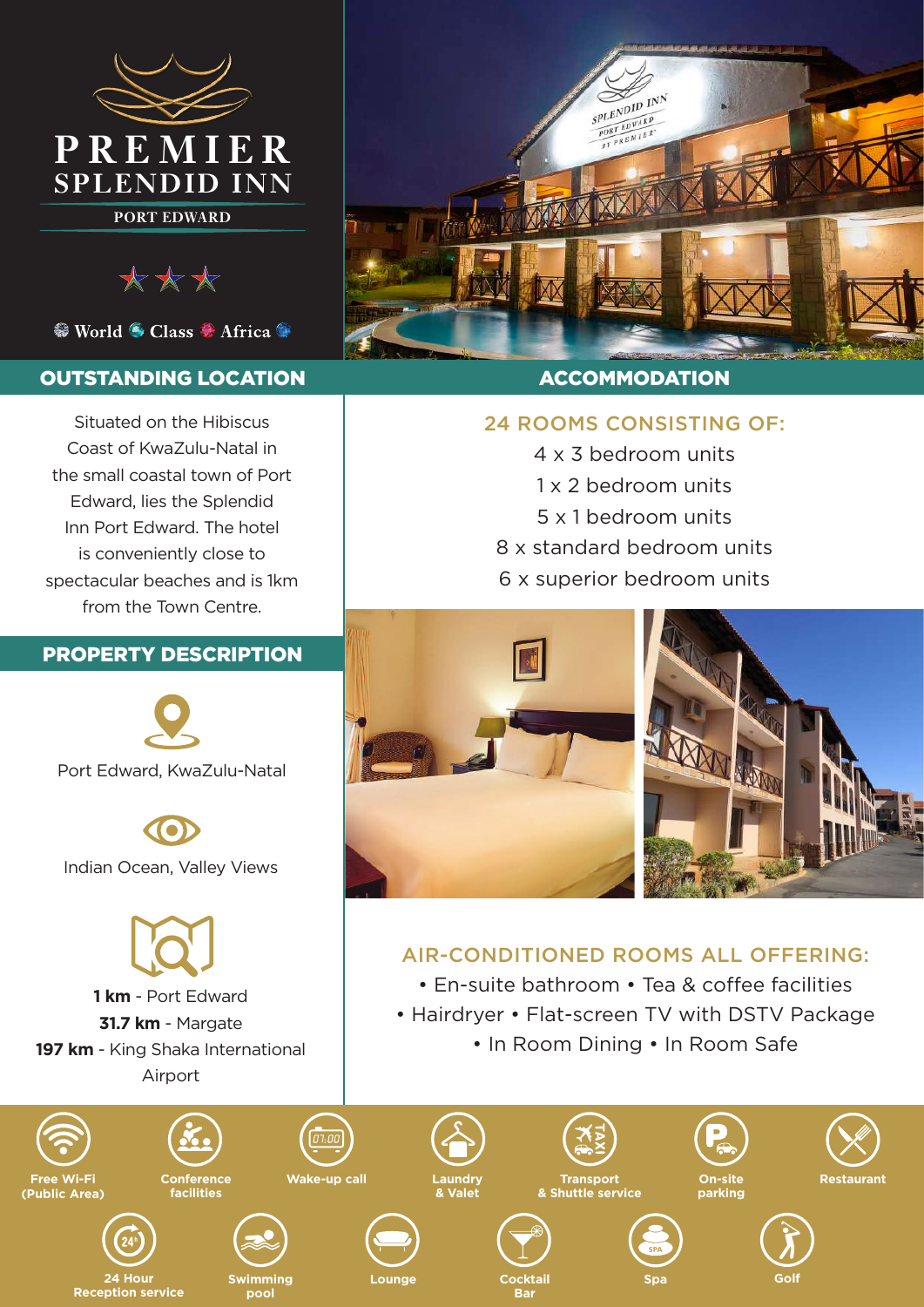# PREMIER SPLENDID INN

PORT EDWARD

★★★

World Class Africa

## OUTSTANDING LOCATION

Situated on the Hibiscus Coast of KwaZulu-Natal in the small coastal town of Port Edward, lies the Splendid Inn Port Edward. The hotel is conveniently close to spectacular beaches and is 1km from the Town Centre.

## PROPERTY DESCRIPTION

Port Edward, KwaZulu-Natal

Indian Ocean, Valley Views

**1 km** - Port Edward
**31.7 km** - Margate
**197 km** - King Shaka International Airport

## ACCOMMODATION

### 24 ROOMS CONSISTING OF:

4 x 3 bedroom units
1 x 2 bedroom units
5 x 1 bedroom units
8 x standard bedroom units
6 x superior bedroom units

### AIR-CONDITIONED ROOMS ALL OFFERING:

- En-suite bathroom
- Tea & coffee facilities
- Hairdryer
- Flat-screen TV with DSTV Package
- In Room Dining
- In Room Safe

---

- Free Wi-Fi (Public Area)
- Conference facilities
- Wake-up call
- Laundry & Valet
- Transport & Shuttle service
- On-site parking
- Restaurant
- 24 Hour Reception service
- Swimming pool
- Lounge
- Cocktail Bar
- Spa
- Golf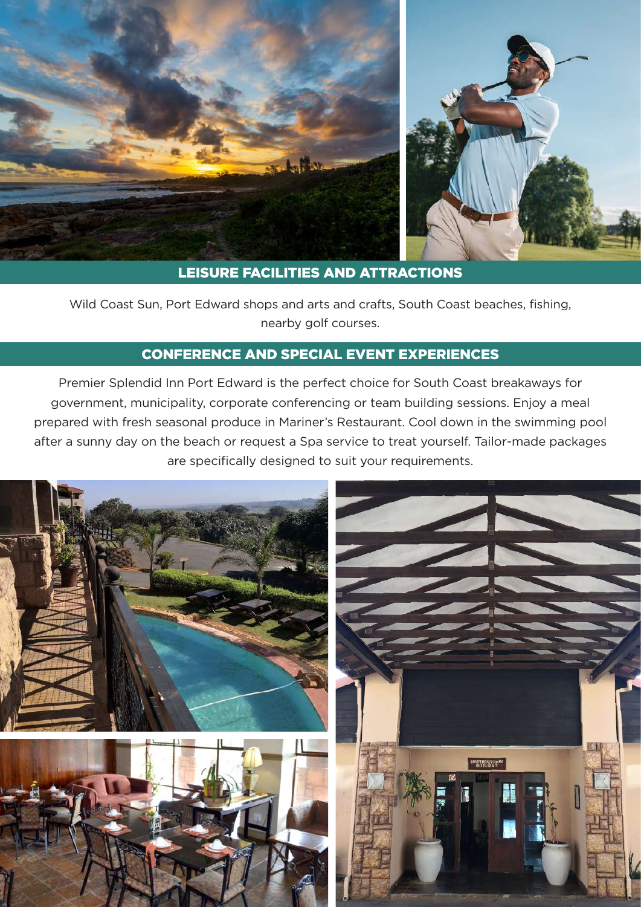## LEISURE FACILITIES AND ATTRACTIONS

Wild Coast Sun, Port Edward shops and arts and crafts, South Coast beaches, fishing, nearby golf courses.

## CONFERENCE AND SPECIAL EVENT EXPERIENCES

Premier Splendid Inn Port Edward is the perfect choice for South Coast breakaways for government, municipality, corporate conferencing or team building sessions. Enjoy a meal prepared with fresh seasonal produce in Mariner's Restaurant. Cool down in the swimming pool after a sunny day on the beach or request a Spa service to treat yourself. Tailor-made packages are specifically designed to suit your requirements.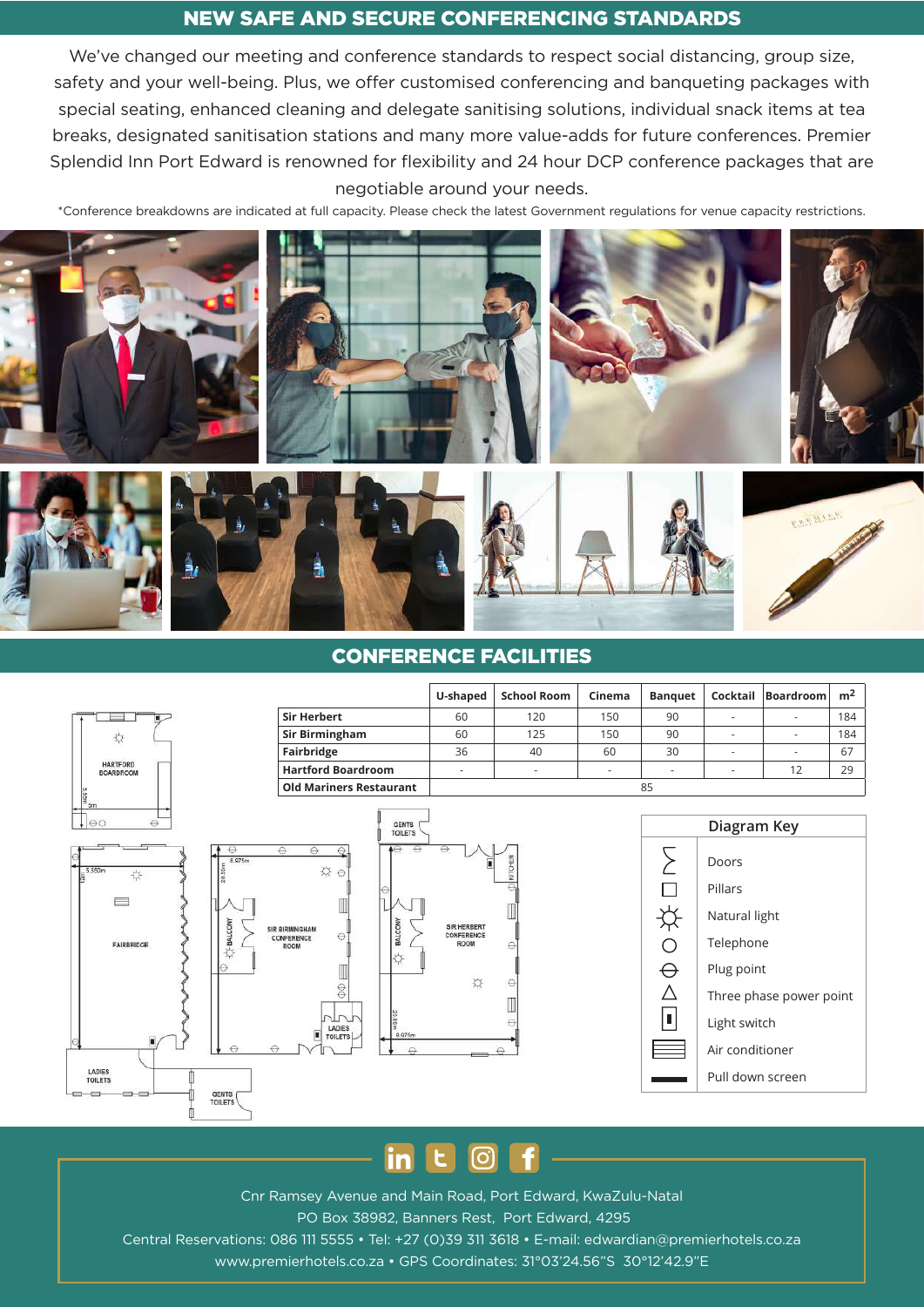## NEW SAFE AND SECURE CONFERENCING STANDARDS

We've changed our meeting and conference standards to respect social distancing, group size, safety and your well-being. Plus, we offer customised conferencing and banqueting packages with special seating, enhanced cleaning and delegate sanitising solutions, individual snack items at tea breaks, designated sanitisation stations and many more value-adds for future conferences. Premier Splendid Inn Port Edward is renowned for flexibility and 24 hour DCP conference packages that are negotiable around your needs.

*Conference breakdowns are indicated at full capacity. Please check the latest Government regulations for venue capacity restrictions.

## CONFERENCE FACILITIES

| | U-shaped | School Room | Cinema | Banquet | Cocktail | Boardroom | $m^2$ |
|---|---|---|---|---|---|---|---|
| **Sir Herbert** | 60 | 120 | 150 | 90 | - | - | 184 |
| **Sir Birmingham** | 60 | 125 | 150 | 90 | - | - | 184 |
| **Fairbridge** | 36 | 40 | 60 | 30 | - | - | 67 |
| **Hartford Boardroom** | - | - | - | - | - | 12 | 29 |
| **Old Mariners Restaurant** | 85 | | | | | | |

HARTFORD BOARDROOM

FAIRBRIDGE

SIR BIRMINGHAM CONFERENCE ROOM

SIR HERBERT CONFERENCE ROOM

LADIES TOILETS

GENTS TOILETS

BALCONY

KITCHEN

### Diagram Key

- Doors
- Pillars
- Natural light
- Telephone
- Plug point
- Three phase power point
- Light switch
- Air conditioner
- Pull down screen

Cnr Ramsey Avenue and Main Road, Port Edward, KwaZulu-Natal
PO Box 38982, Banners Rest, Port Edward, 4295
Central Reservations: 086 111 5555 • Tel: +27 (0)39 311 3618 • E-mail: edwardian@premierhotels.co.za
www.premierhotels.co.za • GPS Coordinates: 31°03'24.56"S 30°12'42.9"E